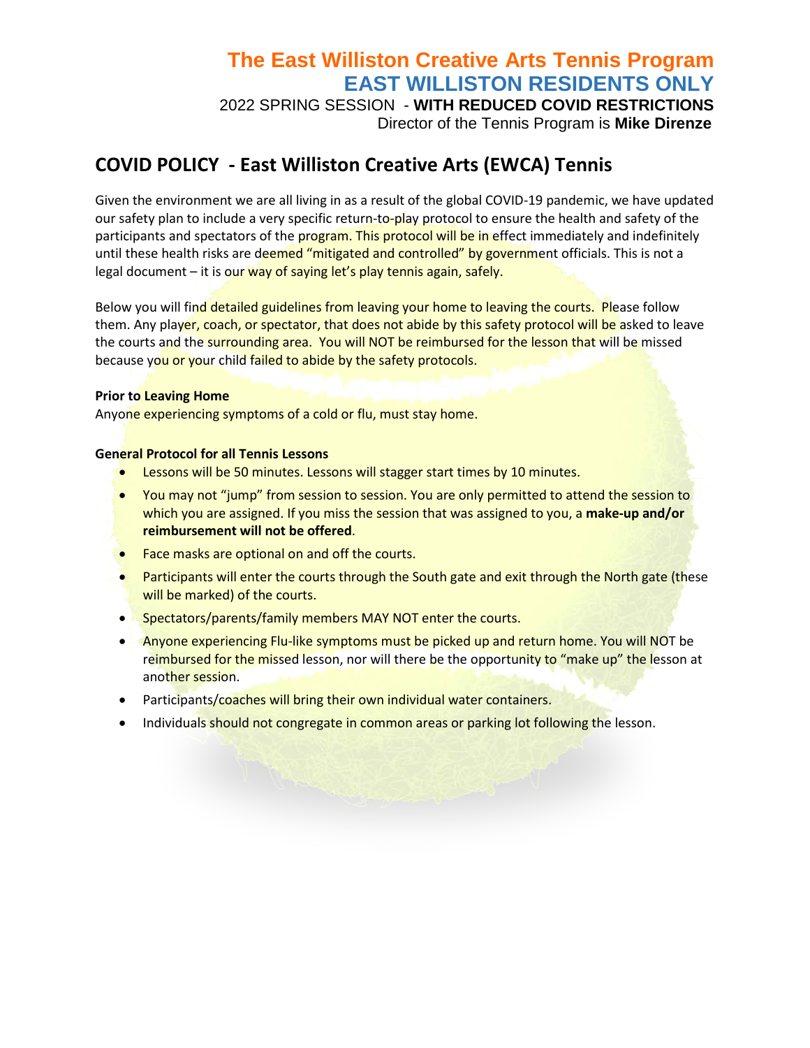# The East Williston Creative Arts Tennis Program

# EAST WILLISTON RESIDENTS ONLY

2022 SPRING SESSION - **WITH REDUCED COVID RESTRICTIONS**

Director of the Tennis Program is **Mike Direnze**

## COVID POLICY - East Williston Creative Arts (EWCA) Tennis

Given the environment we are all living in as a result of the global COVID-19 pandemic, we have updated our safety plan to include a very specific return-to-play protocol to ensure the health and safety of the participants and spectators of the program. This protocol will be in effect immediately and indefinitely until these health risks are deemed "mitigated and controlled" by government officials. This is not a legal document – it is our way of saying let's play tennis again, safely.

Below you will find detailed guidelines from leaving your home to leaving the courts. Please follow them. Any player, coach, or spectator, that does not abide by this safety protocol will be asked to leave the courts and the surrounding area. You will NOT be reimbursed for the lesson that will be missed because you or your child failed to abide by the safety protocols.

**Prior to Leaving Home**

Anyone experiencing symptoms of a cold or flu, must stay home.

**General Protocol for all Tennis Lessons**

- Lessons will be 50 minutes. Lessons will stagger start times by 10 minutes.
- You may not "jump" from session to session. You are only permitted to attend the session to which you are assigned. If you miss the session that was assigned to you, a **make-up and/or reimbursement will not be offered**.
- Face masks are optional on and off the courts.
- Participants will enter the courts through the South gate and exit through the North gate (these will be marked) of the courts.
- Spectators/parents/family members MAY NOT enter the courts.
- Anyone experiencing Flu-like symptoms must be picked up and return home. You will NOT be reimbursed for the missed lesson, nor will there be the opportunity to "make up" the lesson at another session.
- Participants/coaches will bring their own individual water containers.
- Individuals should not congregate in common areas or parking lot following the lesson.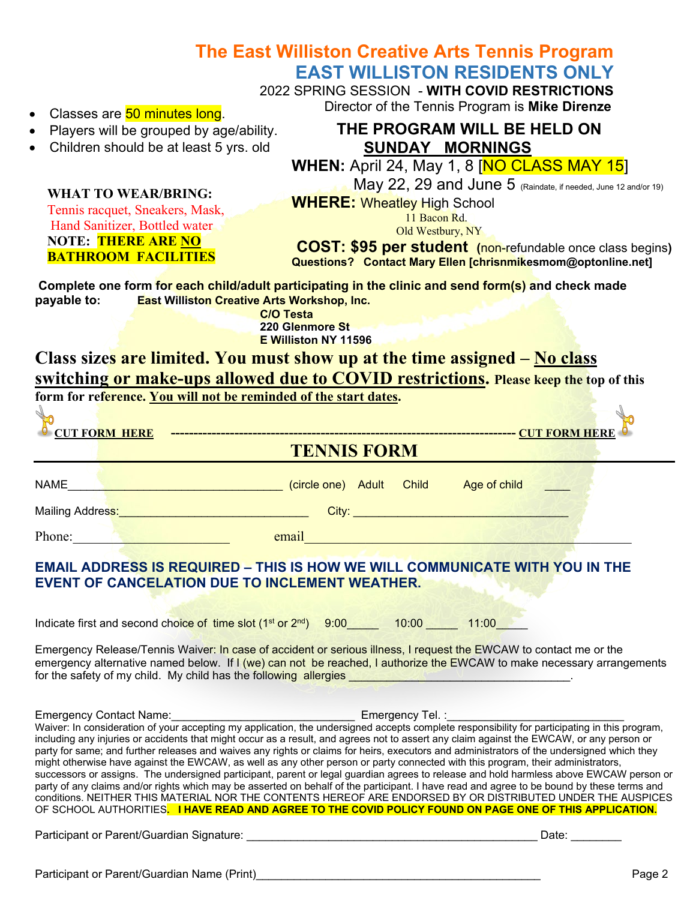# The East Williston Creative Arts Tennis Program

## EAST WILLISTON RESIDENTS ONLY

2022 SPRING SESSION - **WITH COVID RESTRICTIONS**

Director of the Tennis Program is **Mike Direnze**

- Classes are 50 minutes long.
- Players will be grouped by age/ability.
- Children should be at least 5 yrs. old

**WHAT TO WEAR/BRING:**
Tennis racquet, Sneakers, Mask, Hand Sanitizer, Bottled water
**NOTE: THERE ARE NO BATHROOM FACILITIES**

**THE PROGRAM WILL BE HELD ON SUNDAY MORNINGS**

**WHEN:** April 24, May 1, 8 [NO CLASS MAY 15] May 22, 29 and June 5 (Raindate, if needed, June 12 and/or 19)

**WHERE:** Wheatley High School
11 Bacon Rd.
Old Westbury, NY

**COST: $95 per student** (non-refundable once class begins)

**Questions? Contact Mary Ellen [chrisnmikesmom@optonline.net]**

**Complete one form for each child/adult participating in the clinic and send form(s) and check made payable to: East Williston Creative Arts Workshop, Inc.**
**C/O Testa**
**220 Glenmore St**
**E Williston NY 11596**

**Class sizes are limited. You must show up at the time assigned – No class switching or make-ups allowed due to COVID restrictions. Please keep the top of this form for reference. You will not be reminded of the start dates.**

CUT FORM HERE -------------------------------------------------------------------------- CUT FORM HERE

## TENNIS FORM

NAME_________________________________ (circle one) Adult Child Age of child ____

Mailing Address:____________________________ City: _________________________________

Phone:________________________ email_________________________________________________

**EMAIL ADDRESS IS REQUIRED – THIS IS HOW WE WILL COMMUNICATE WITH YOU IN THE EVENT OF CANCELATION DUE TO INCLEMENT WEATHER.**

Indicate first and second choice of time slot (1st or 2nd) 9:00_____ 10:00 _____ 11:00_____

Emergency Release/Tennis Waiver: In case of accident or serious illness, I request the EWCAW to contact me or the emergency alternative named below. If I (we) can not be reached, I authorize the EWCAW to make necessary arrangements for the safety of my child. My child has the following allergies __________________________________.

Emergency Contact Name:_____________________________ Emergency Tel. :___________________________

Waiver: In consideration of your accepting my application, the undersigned accepts complete responsibility for participating in this program, including any injuries or accidents that might occur as a result, and agrees not to assert any claim against the EWCAW, or any person or party for same; and further releases and waives any rights or claims for heirs, executors and administrators of the undersigned which they might otherwise have against the EWCAW, as well as any other person or party connected with this program, their administrators, successors or assigns. The undersigned participant, parent or legal guardian agrees to release and hold harmless above EWCAW person or party of any claims and/or rights which may be asserted on behalf of the participant. I have read and agree to be bound by these terms and conditions. NEITHER THIS MATERIAL NOR THE CONTENTS HEREOF ARE ENDORSED BY OR DISTRIBUTED UNDER THE AUSPICES OF SCHOOL AUTHORITIES. **I HAVE READ AND AGREE TO THE COVID POLICY FOUND ON PAGE ONE OF THIS APPLICATION.**

Participant or Parent/Guardian Signature: ____________________________________________ Date: ________

Participant or Parent/Guardian Name (Print)____________________________________________